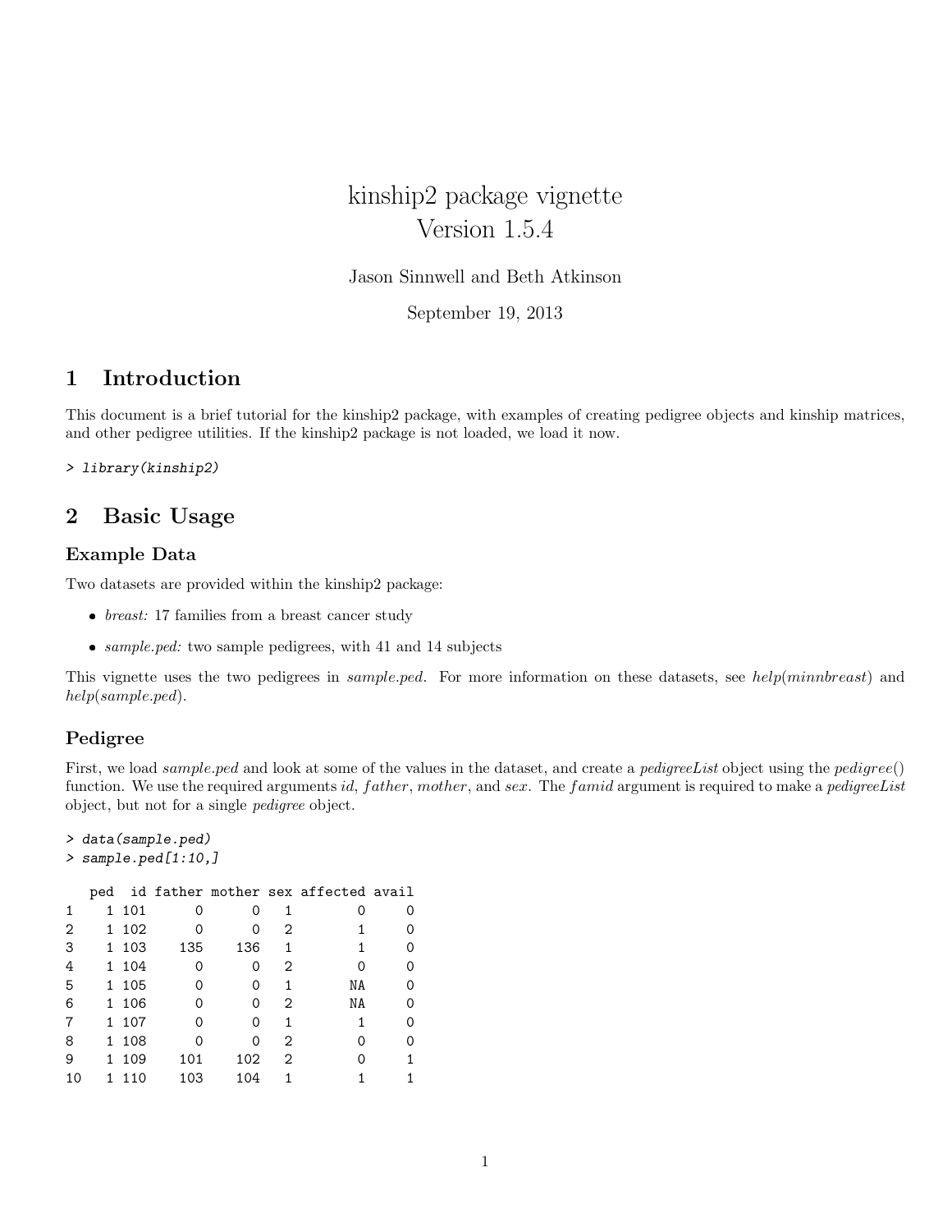# kinship2 package vignette Version 1.5.4

Jason Sinnwell and Beth Atkinson

September 19, 2013

## 1 Introduction

This document is a brief tutorial for the kinship2 package, with examples of creating pedigree objects and kinship matrices, and other pedigree utilities. If the kinship2 package is not loaded, we load it now.

```
> library(kinship2)
```

## 2 Basic Usage

### Example Data

Two datasets are provided within the kinship2 package:

- *breast:* 17 families from a breast cancer study
- *sample.ped:* two sample pedigrees, with 41 and 14 subjects

This vignette uses the two pedigrees in *sample.ped*. For more information on these datasets, see *help*(*minnbreast*) and *help*(*sample.ped*).

### Pedigree

First, we load *sample.ped* and look at some of the values in the dataset, and create a *pedigreeList* object using the *pedigree*() function. We use the required arguments *id*, *father*, *mother*, and *sex*. The *famid* argument is required to make a *pedigreeList* object, but not for a single *pedigree* object.

```
> data(sample.ped)
> sample.ped[1:10,]

   ped  id father mother sex affected avail
1    1 101      0      0   1        0     0
2    1 102      0      0   2        1     0
3    1 103    135    136   1        1     0
4    1 104      0      0   2        0     0
5    1 105      0      0   1       NA     0
6    1 106      0      0   2       NA     0
7    1 107      0      0   1        1     0
8    1 108      0      0   2        0     0
9    1 109    101    102   2        0     1
10   1 110    103    104   1        1     1
```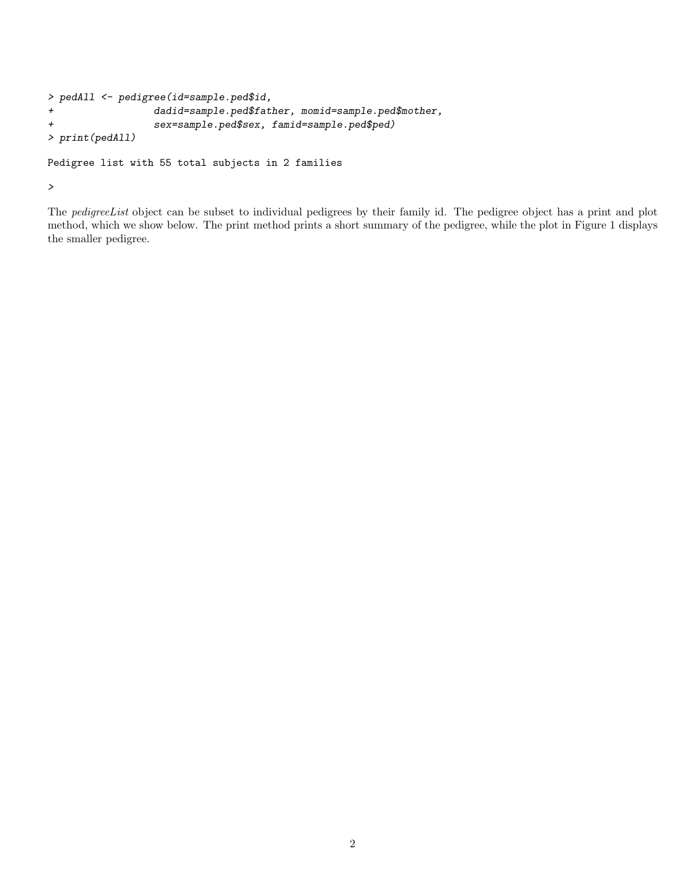```
> pedAll <- pedigree(id=sample.ped$id,
+                 dadid=sample.ped$father, momid=sample.ped$mother,
+                 sex=sample.ped$sex, famid=sample.ped$ped)
> print(pedAll)

Pedigree list with 55 total subjects in 2 families

>
```

The *pedigreeList* object can be subset to individual pedigrees by their family id. The pedigree object has a print and plot method, which we show below. The print method prints a short summary of the pedigree, while the plot in Figure 1 displays the smaller pedigree.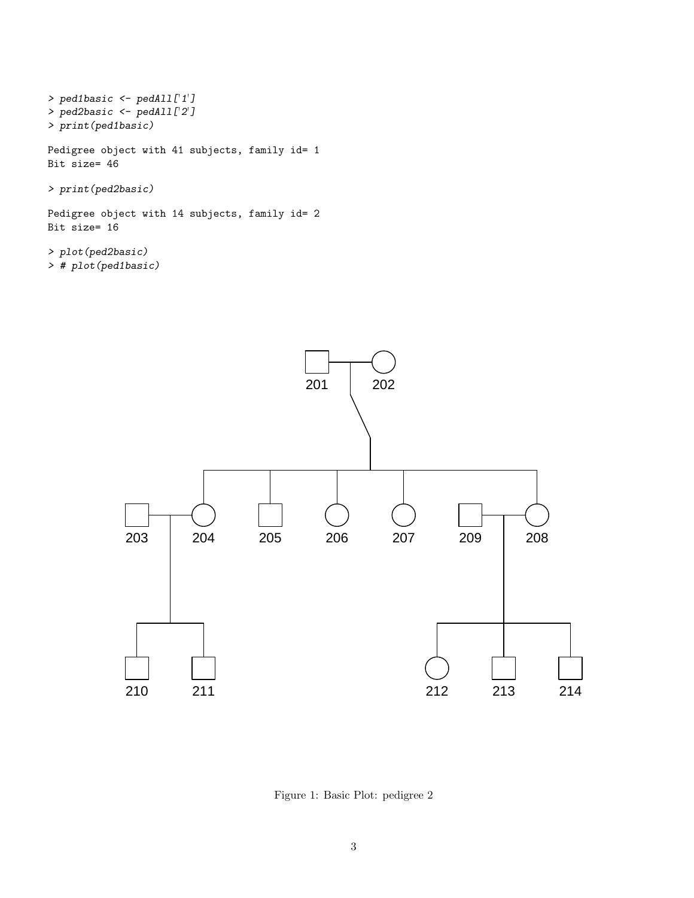```
> ped1basic <- pedAll['1']
> ped2basic <- pedAll['2']
> print(ped1basic)

Pedigree object with 41 subjects, family id= 1
Bit size= 46

> print(ped2basic)

Pedigree object with 14 subjects, family id= 2
Bit size= 16

> plot(ped2basic)
> # plot(ped1basic)
```

Figure 1: Basic Plot: pedigree 2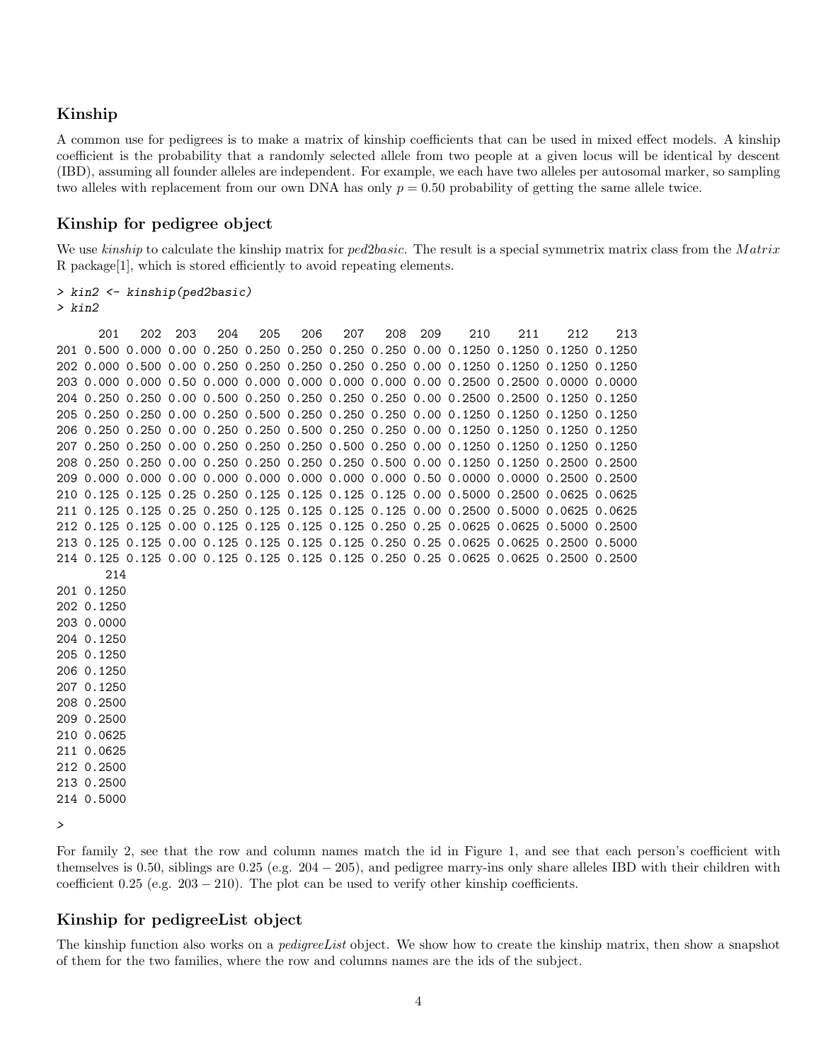## Kinship

A common use for pedigrees is to make a matrix of kinship coefficients that can be used in mixed effect models. A kinship coefficient is the probability that a randomly selected allele from two people at a given locus will be identical by descent (IBD), assuming all founder alleles are independent. For example, we each have two alleles per autosomal marker, so sampling two alleles with replacement from our own DNA has only $p = 0.50$ probability of getting the same allele twice.

## Kinship for pedigree object

We use *kinship* to calculate the kinship matrix for *ped2basic*. The result is a special symmetrix matrix class from the *Matrix* R package[1], which is stored efficiently to avoid repeating elements.

```
> kin2 <- kinship(ped2basic)
> kin2

      201   202  203   204   205   206   207   208  209    210    211    212    213
201 0.500 0.000 0.00 0.250 0.250 0.250 0.250 0.250 0.00 0.1250 0.1250 0.1250 0.1250
202 0.000 0.500 0.00 0.250 0.250 0.250 0.250 0.250 0.00 0.1250 0.1250 0.1250 0.1250
203 0.000 0.000 0.50 0.000 0.000 0.000 0.000 0.000 0.00 0.2500 0.2500 0.0000 0.0000
204 0.250 0.250 0.00 0.500 0.250 0.250 0.250 0.250 0.00 0.2500 0.2500 0.1250 0.1250
205 0.250 0.250 0.00 0.250 0.500 0.250 0.250 0.250 0.00 0.1250 0.1250 0.1250 0.1250
206 0.250 0.250 0.00 0.250 0.250 0.500 0.250 0.250 0.00 0.1250 0.1250 0.1250 0.1250
207 0.250 0.250 0.00 0.250 0.250 0.250 0.500 0.250 0.00 0.1250 0.1250 0.1250 0.1250
208 0.250 0.250 0.00 0.250 0.250 0.250 0.250 0.500 0.00 0.1250 0.1250 0.2500 0.2500
209 0.000 0.000 0.00 0.000 0.000 0.000 0.000 0.000 0.50 0.0000 0.0000 0.2500 0.2500
210 0.125 0.125 0.25 0.250 0.125 0.125 0.125 0.125 0.00 0.5000 0.2500 0.0625 0.0625
211 0.125 0.125 0.25 0.250 0.125 0.125 0.125 0.125 0.00 0.2500 0.5000 0.0625 0.0625
212 0.125 0.125 0.00 0.125 0.125 0.125 0.125 0.250 0.25 0.0625 0.0625 0.5000 0.2500
213 0.125 0.125 0.00 0.125 0.125 0.125 0.125 0.250 0.25 0.0625 0.0625 0.2500 0.5000
214 0.125 0.125 0.00 0.125 0.125 0.125 0.125 0.250 0.25 0.0625 0.0625 0.2500 0.2500
       214
201 0.1250
202 0.1250
203 0.0000
204 0.1250
205 0.1250
206 0.1250
207 0.1250
208 0.2500
209 0.2500
210 0.0625
211 0.0625
212 0.2500
213 0.2500
214 0.5000

>
```

For family 2, see that the row and column names match the id in Figure 1, and see that each person's coefficient with themselves is 0.50, siblings are 0.25 (e.g. 204 − 205), and pedigree marry-ins only share alleles IBD with their children with coefficient 0.25 (e.g. 203 − 210). The plot can be used to verify other kinship coefficients.

## Kinship for pedigreeList object

The kinship function also works on a *pedigreeList* object. We show how to create the kinship matrix, then show a snapshot of them for the two families, where the row and columns names are the ids of the subject.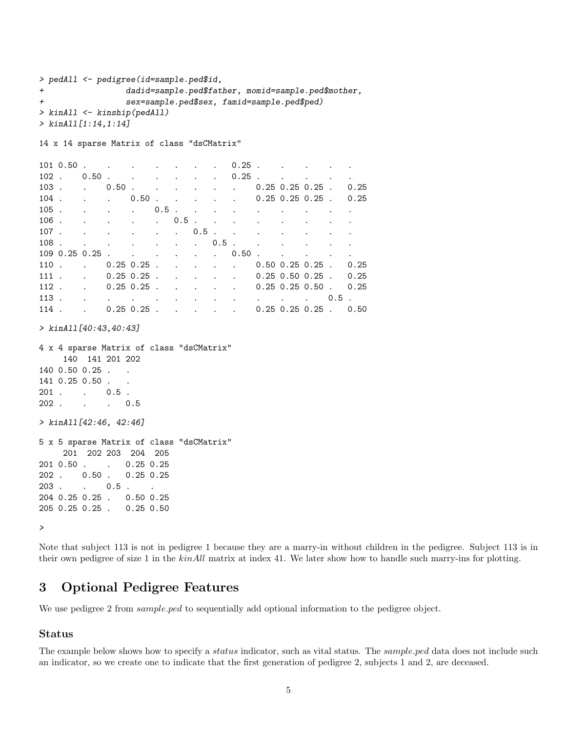```
> pedAll <- pedigree(id=sample.ped$id,
+                 dadid=sample.ped$father, momid=sample.ped$mother,
+                 sex=sample.ped$sex, famid=sample.ped$ped)
> kinAll <- kinship(pedAll)
> kinAll[1:14,1:14]

14 x 14 sparse Matrix of class "dsCMatrix"

101 0.50 .    .    .    .   .   .   .   0.25 .    .    .    .   .
102 .    0.50 .    .    .   .   .   .   0.25 .    .    .    .   .
103 .    .    0.50 .    .   .   .   .   .    0.25 0.25 0.25 .   0.25
104 .    .    .    0.50 .   .   .   .   .    0.25 0.25 0.25 .   0.25
105 .    .    .    .    0.5 .   .   .   .    .    .    .    .   .
106 .    .    .    .    .   0.5 .   .   .    .    .    .    .   .
107 .    .    .    .    .   .   0.5 .   .    .    .    .    .   .
108 .    .    .    .    .   .   .   0.5 .    .    .    .    .   .
109 0.25 0.25 .    .    .   .   .   .   0.50 .    .    .    .   .
110 .    .    0.25 0.25 .   .   .   .   .    0.50 0.25 0.25 .   0.25
111 .    .    0.25 0.25 .   .   .   .   .    0.25 0.50 0.25 .   0.25
112 .    .    0.25 0.25 .   .   .   .   .    0.25 0.25 0.50 .   0.25
113 .    .    .    .    .   .   .   .   .    .    .    .    0.5 .
114 .    .    0.25 0.25 .   .   .   .   .    0.25 0.25 0.25 .   0.50

> kinAll[40:43,40:43]

4 x 4 sparse Matrix of class "dsCMatrix"
    140  141 201 202
140 0.50 0.25 .   .
141 0.25 0.50 .   .
201 .    .    0.5 .
202 .    .    .   0.5

> kinAll[42:46, 42:46]

5 x 5 sparse Matrix of class "dsCMatrix"
    201  202 203  204  205
201 0.50 .    .   0.25 0.25
202 .    0.50 .   0.25 0.25
203 .    .    0.5 .    .
204 0.25 0.25 .   0.50 0.25
205 0.25 0.25 .   0.25 0.50

>
```

Note that subject 113 is not in pedigree 1 because they are a marry-in without children in the pedigree. Subject 113 is in their own pedigree of size 1 in the *kinAll* matrix at index 41. We later show how to handle such marry-ins for plotting.

# 3 Optional Pedigree Features

We use pedigree 2 from *sample.ped* to sequentially add optional information to the pedigree object.

### Status

The example below shows how to specify a *status* indicator, such as vital status. The *sample.ped* data does not include such an indicator, so we create one to indicate that the first generation of pedigree 2, subjects 1 and 2, are deceased.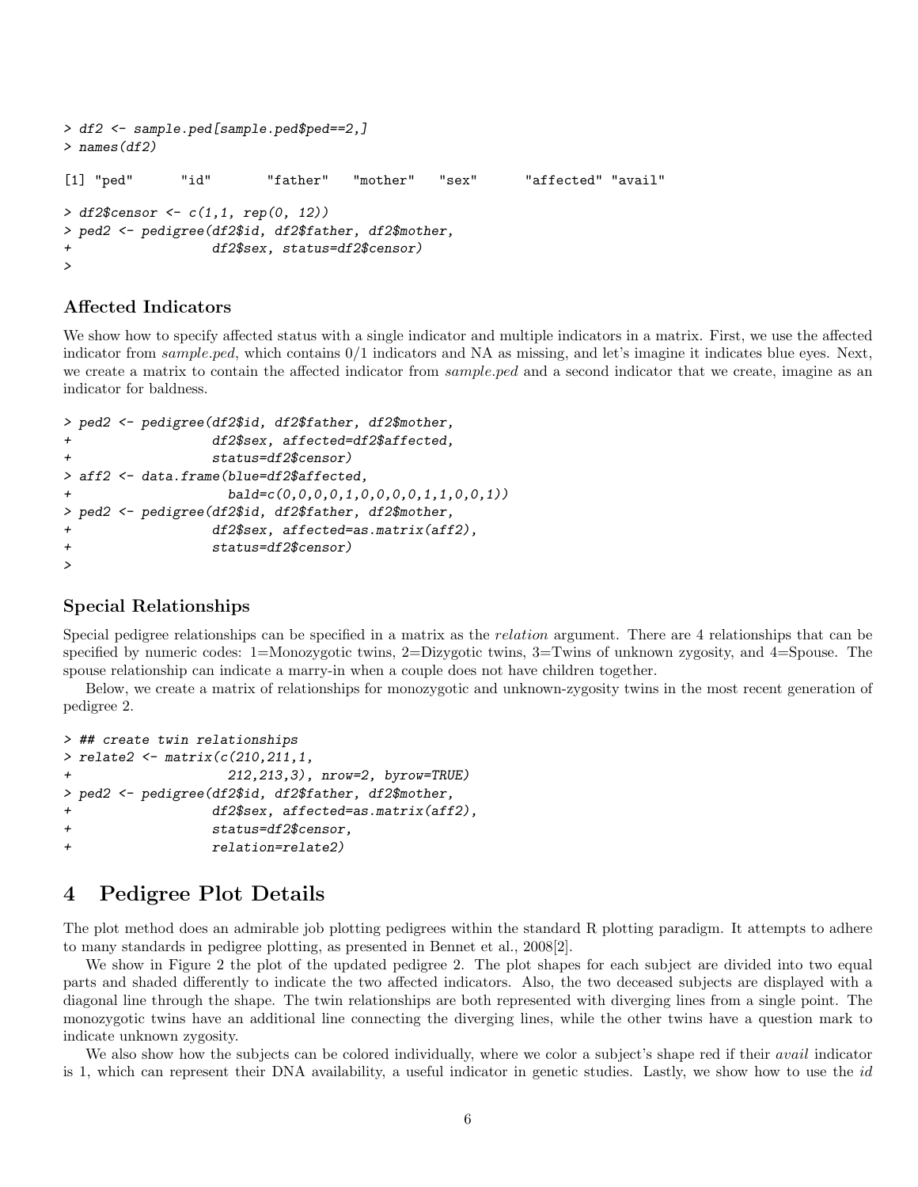```
> df2 <- sample.ped[sample.ped$ped==2,]
> names(df2)

[1] "ped"      "id"       "father"   "mother"   "sex"      "affected" "avail"

> df2$censor <- c(1,1, rep(0, 12))
> ped2 <- pedigree(df2$id, df2$father, df2$mother,
+                  df2$sex, status=df2$censor)
>
```

### Affected Indicators

We show how to specify affected status with a single indicator and multiple indicators in a matrix. First, we use the affected indicator from *sample.ped*, which contains 0/1 indicators and NA as missing, and let's imagine it indicates blue eyes. Next, we create a matrix to contain the affected indicator from *sample.ped* and a second indicator that we create, imagine as an indicator for baldness.

```
> ped2 <- pedigree(df2$id, df2$father, df2$mother,
+                  df2$sex, affected=df2$affected,
+                  status=df2$censor)
> aff2 <- data.frame(blue=df2$affected,
+                    bald=c(0,0,0,0,1,0,0,0,0,1,1,0,0,1))
> ped2 <- pedigree(df2$id, df2$father, df2$mother,
+                  df2$sex, affected=as.matrix(aff2),
+                  status=df2$censor)
>
```

### Special Relationships

Special pedigree relationships can be specified in a matrix as the *relation* argument. There are 4 relationships that can be specified by numeric codes: 1=Monozygotic twins, 2=Dizygotic twins, 3=Twins of unknown zygosity, and 4=Spouse. The spouse relationship can indicate a marry-in when a couple does not have children together.

Below, we create a matrix of relationships for monozygotic and unknown-zygosity twins in the most recent generation of pedigree 2.

```
> ## create twin relationships
> relate2 <- matrix(c(210,211,1,
+                     212,213,3), nrow=2, byrow=TRUE)
> ped2 <- pedigree(df2$id, df2$father, df2$mother,
+                  df2$sex, affected=as.matrix(aff2),
+                  status=df2$censor,
+                  relation=relate2)
```

## 4 Pedigree Plot Details

The plot method does an admirable job plotting pedigrees within the standard R plotting paradigm. It attempts to adhere to many standards in pedigree plotting, as presented in Bennet et al., 2008[2].

We show in Figure 2 the plot of the updated pedigree 2. The plot shapes for each subject are divided into two equal parts and shaded differently to indicate the two affected indicators. Also, the two deceased subjects are displayed with a diagonal line through the shape. The twin relationships are both represented with diverging lines from a single point. The monozygotic twins have an additional line connecting the diverging lines, while the other twins have a question mark to indicate unknown zygosity.

We also show how the subjects can be colored individually, where we color a subject's shape red if their *avail* indicator is 1, which can represent their DNA availability, a useful indicator in genetic studies. Lastly, we show how to use the *id*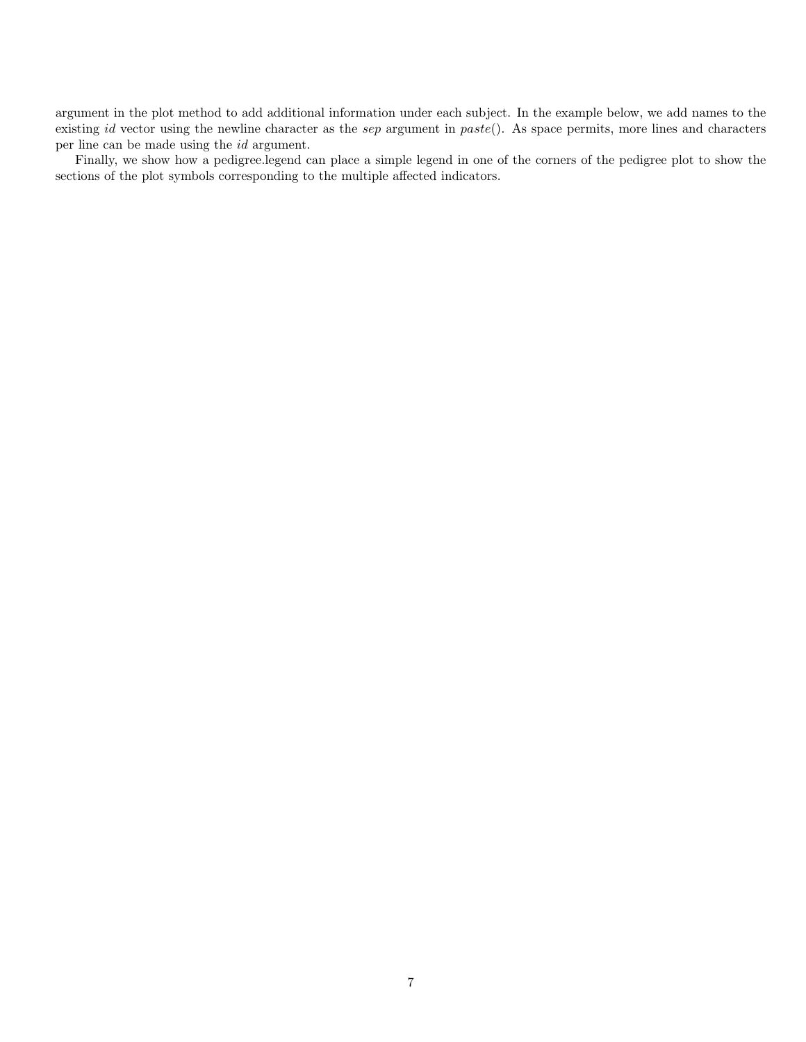argument in the plot method to add additional information under each subject. In the example below, we add names to the existing *id* vector using the newline character as the *sep* argument in *paste*(). As space permits, more lines and characters per line can be made using the *id* argument.

Finally, we show how a pedigree.legend can place a simple legend in one of the corners of the pedigree plot to show the sections of the plot symbols corresponding to the multiple affected indicators.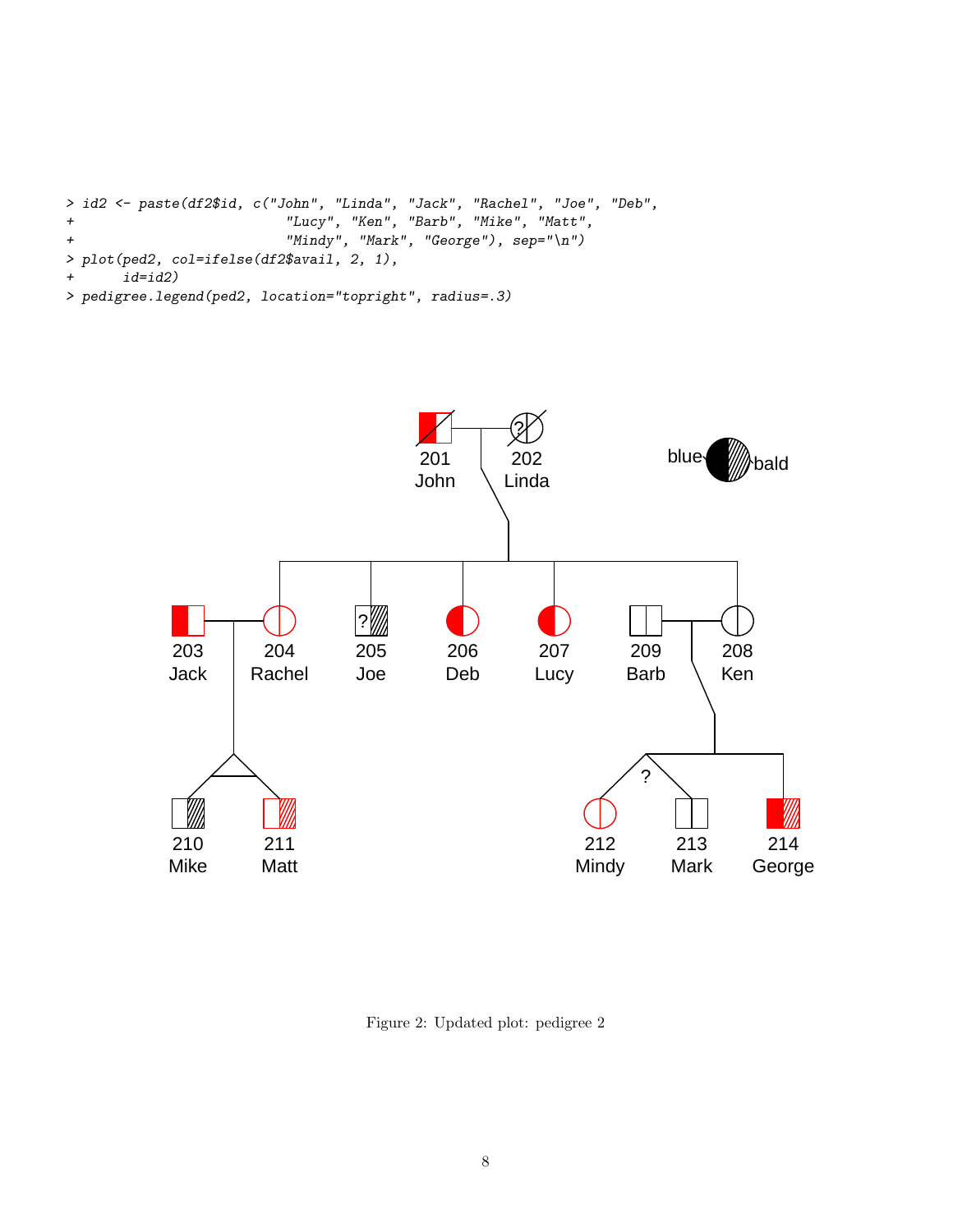```
> id2 <- paste(df2$id, c("John", "Linda", "Jack", "Rachel", "Joe", "Deb",
+                        "Lucy", "Ken", "Barb", "Mike", "Matt",
+                        "Mindy", "Mark", "George"), sep="\n")
> plot(ped2, col=ifelse(df2$avail, 2, 1),
+      id=id2)
> pedigree.legend(ped2, location="topright", radius=.3)
```

Figure 2: Updated plot: pedigree 2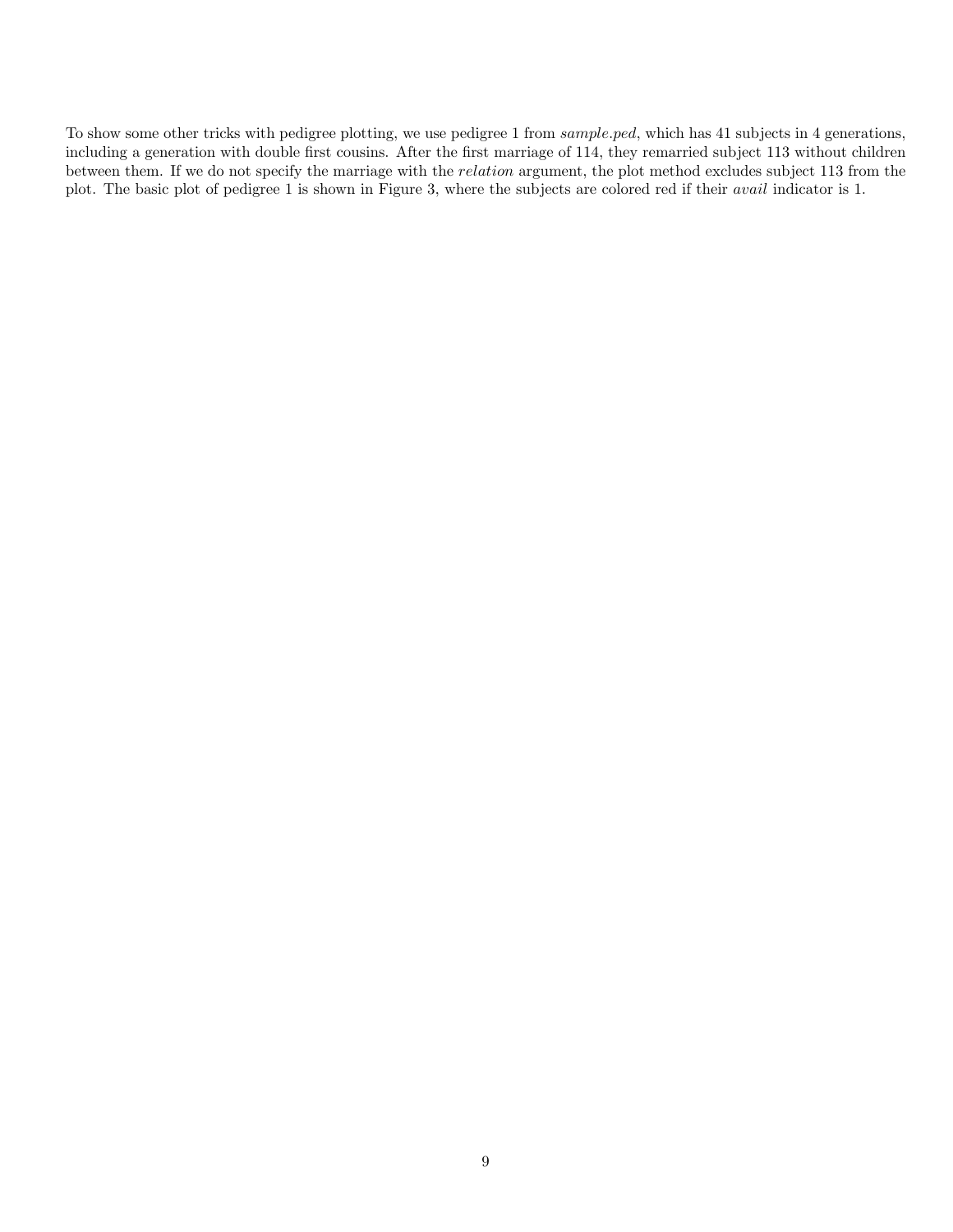To show some other tricks with pedigree plotting, we use pedigree 1 from *sample.ped*, which has 41 subjects in 4 generations, including a generation with double first cousins. After the first marriage of 114, they remarried subject 113 without children between them. If we do not specify the marriage with the *relation* argument, the plot method excludes subject 113 from the plot. The basic plot of pedigree 1 is shown in Figure 3, where the subjects are colored red if their *avail* indicator is 1.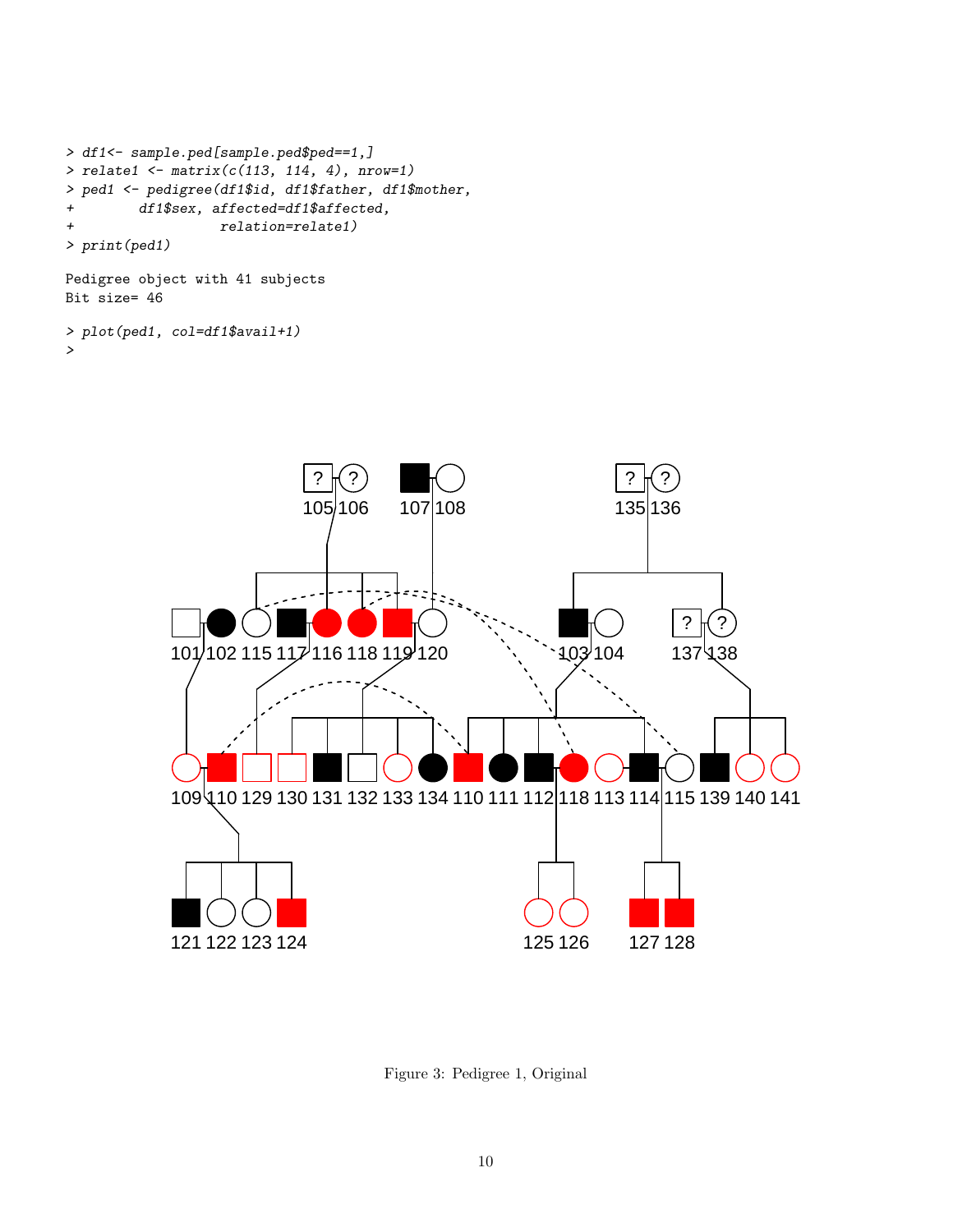```
> df1<- sample.ped[sample.ped$ped==1,]
> relate1 <- matrix(c(113, 114, 4), nrow=1)
> ped1 <- pedigree(df1$id, df1$father, df1$mother,
+        df1$sex, affected=df1$affected,
+                  relation=relate1)
> print(ped1)

Pedigree object with 41 subjects
Bit size= 46

> plot(ped1, col=df1$avail+1)
>
```

Figure 3: Pedigree 1, Original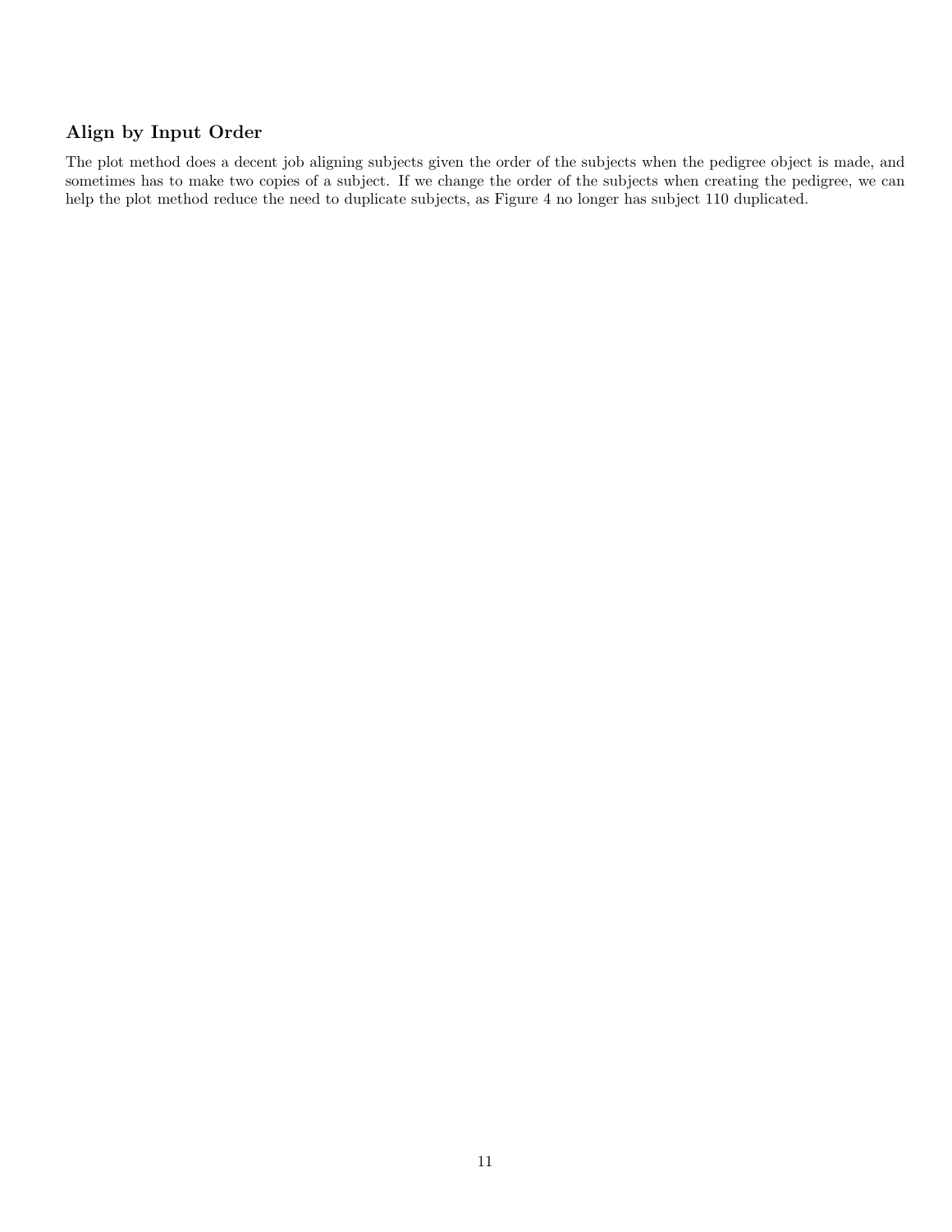### Align by Input Order

The plot method does a decent job aligning subjects given the order of the subjects when the pedigree object is made, and sometimes has to make two copies of a subject. If we change the order of the subjects when creating the pedigree, we can help the plot method reduce the need to duplicate subjects, as Figure 4 no longer has subject 110 duplicated.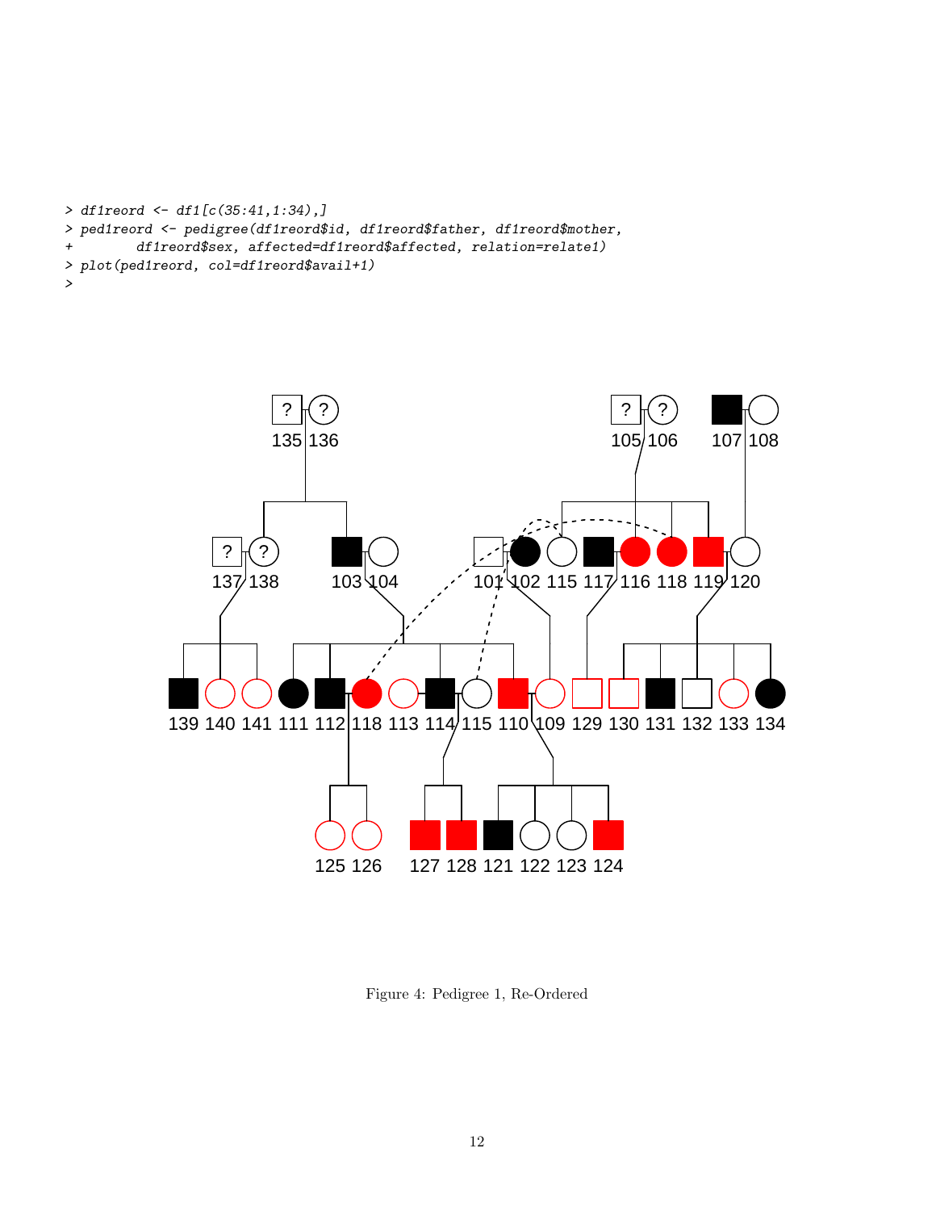```
> df1reord <- df1[c(35:41,1:34),]
> ped1reord <- pedigree(df1reord$id, df1reord$father, df1reord$mother,
+         df1reord$sex, affected=df1reord$affected, relation=relate1)
> plot(ped1reord, col=df1reord$avail+1)
>
```

Figure 4: Pedigree 1, Re-Ordered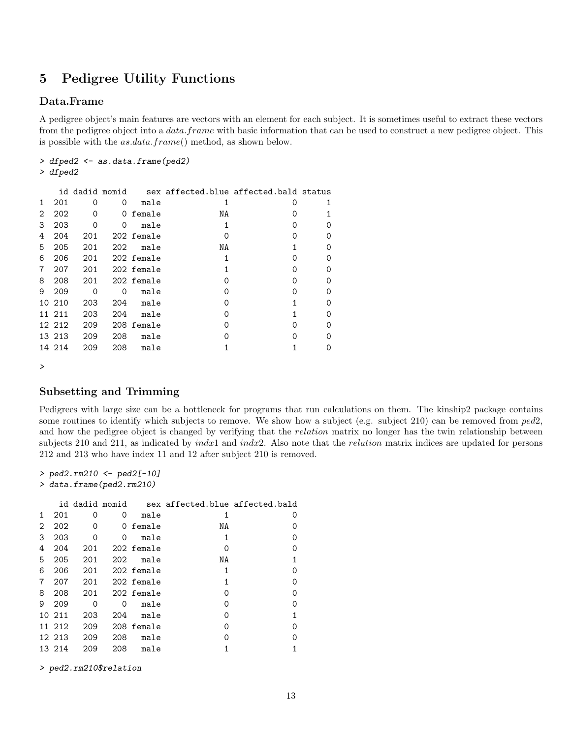# 5 Pedigree Utility Functions

## Data.Frame

A pedigree object's main features are vectors with an element for each subject. It is sometimes useful to extract these vectors from the pedigree object into a *data.frame* with basic information that can be used to construct a new pedigree object. This is possible with the *as.data.frame*() method, as shown below.

```
> dfped2 <- as.data.frame(ped2)
> dfped2

    id dadid momid    sex affected.blue affected.bald status
1  201     0     0   male             1             0      1
2  202     0     0 female            NA             0      1
3  203     0     0   male             1             0      0
4  204   201   202 female             0             0      0
5  205   201   202   male            NA             1      0
6  206   201   202 female             1             0      0
7  207   201   202 female             1             0      0
8  208   201   202 female             0             0      0
9  209     0     0   male             0             0      0
10 210   203   204   male             0             1      0
11 211   203   204   male             0             1      0
12 212   209   208 female             0             0      0
13 213   209   208   male             0             0      0
14 214   209   208   male             1             1      0

>
```

## Subsetting and Trimming

Pedigrees with large size can be a bottleneck for programs that run calculations on them. The kinship2 package contains some routines to identify which subjects to remove. We show how a subject (e.g. subject 210) can be removed from *ped*2, and how the pedigree object is changed by verifying that the *relation* matrix no longer has the twin relationship between subjects 210 and 211, as indicated by *indx*1 and *indx*2. Also note that the *relation* matrix indices are updated for persons 212 and 213 who have index 11 and 12 after subject 210 is removed.

```
> ped2.rm210 <- ped2[-10]
> data.frame(ped2.rm210)

    id dadid momid    sex affected.blue affected.bald
1  201     0     0   male             1             0
2  202     0     0 female            NA             0
3  203     0     0   male             1             0
4  204   201   202 female             0             0
5  205   201   202   male            NA             1
6  206   201   202 female             1             0
7  207   201   202 female             1             0
8  208   201   202 female             0             0
9  209     0     0   male             0             0
10 211   203   204   male             0             1
11 212   209   208 female             0             0
12 213   209   208   male             0             0
13 214   209   208   male             1             1

> ped2.rm210$relation
```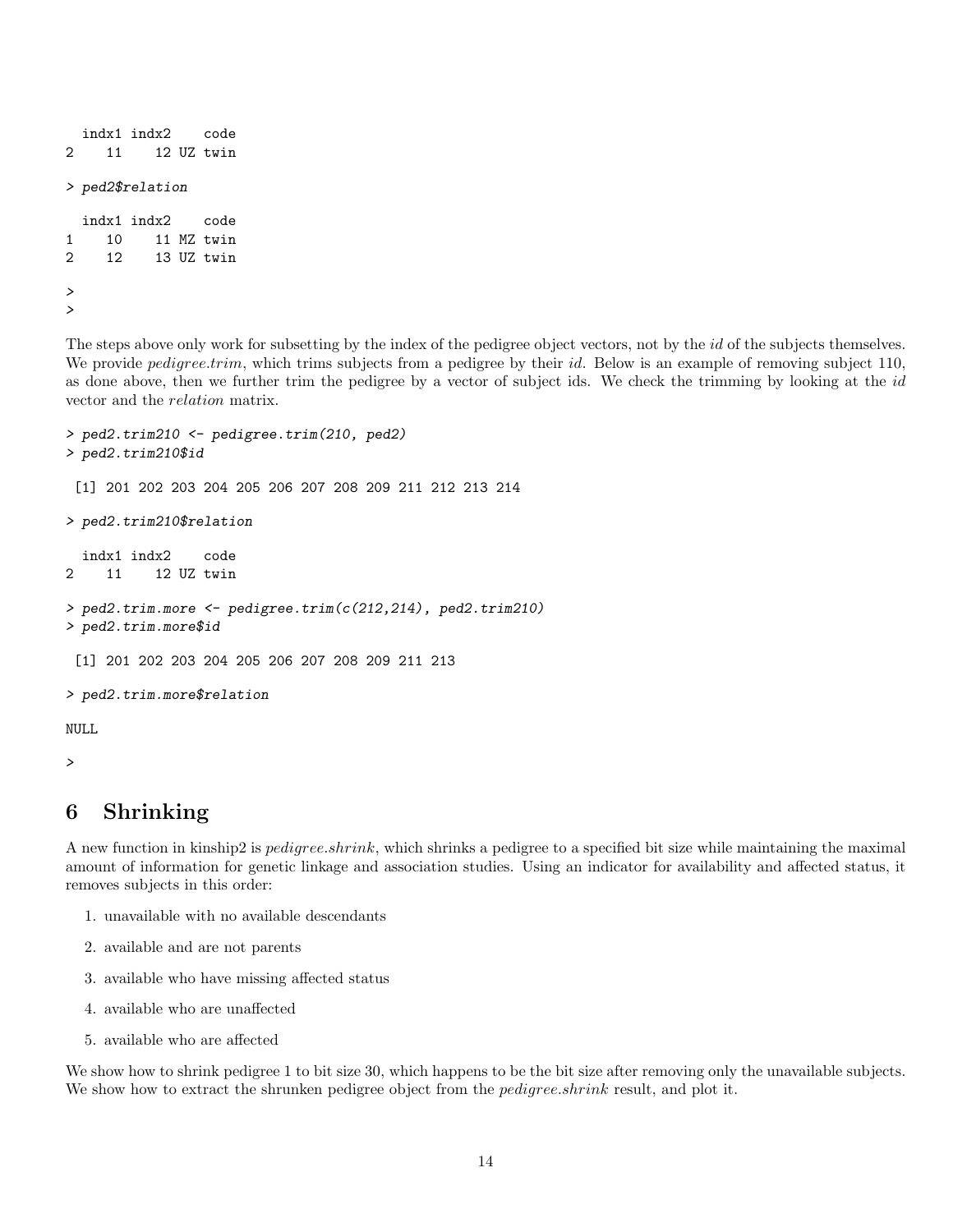```
  indx1 indx2    code
2    11    12 UZ twin

> ped2$relation

  indx1 indx2    code
1    10    11 MZ twin
2    12    13 UZ twin

>
>
```

The steps above only work for subsetting by the index of the pedigree object vectors, not by the *id* of the subjects themselves. We provide *pedigree.trim*, which trims subjects from a pedigree by their *id*. Below is an example of removing subject 110, as done above, then we further trim the pedigree by a vector of subject ids. We check the trimming by looking at the *id* vector and the *relation* matrix.

```
> ped2.trim210 <- pedigree.trim(210, ped2)
> ped2.trim210$id

 [1] 201 202 203 204 205 206 207 208 209 211 212 213 214

> ped2.trim210$relation

  indx1 indx2    code
2    11    12 UZ twin

> ped2.trim.more <- pedigree.trim(c(212,214), ped2.trim210)
> ped2.trim.more$id

 [1] 201 202 203 204 205 206 207 208 209 211 213

> ped2.trim.more$relation

NULL

>
```

## 6 Shrinking

A new function in kinship2 is *pedigree.shrink*, which shrinks a pedigree to a specified bit size while maintaining the maximal amount of information for genetic linkage and association studies. Using an indicator for availability and affected status, it removes subjects in this order:

1. unavailable with no available descendants
2. available and are not parents
3. available who have missing affected status
4. available who are unaffected
5. available who are affected

We show how to shrink pedigree 1 to bit size 30, which happens to be the bit size after removing only the unavailable subjects. We show how to extract the shrunken pedigree object from the *pedigree.shrink* result, and plot it.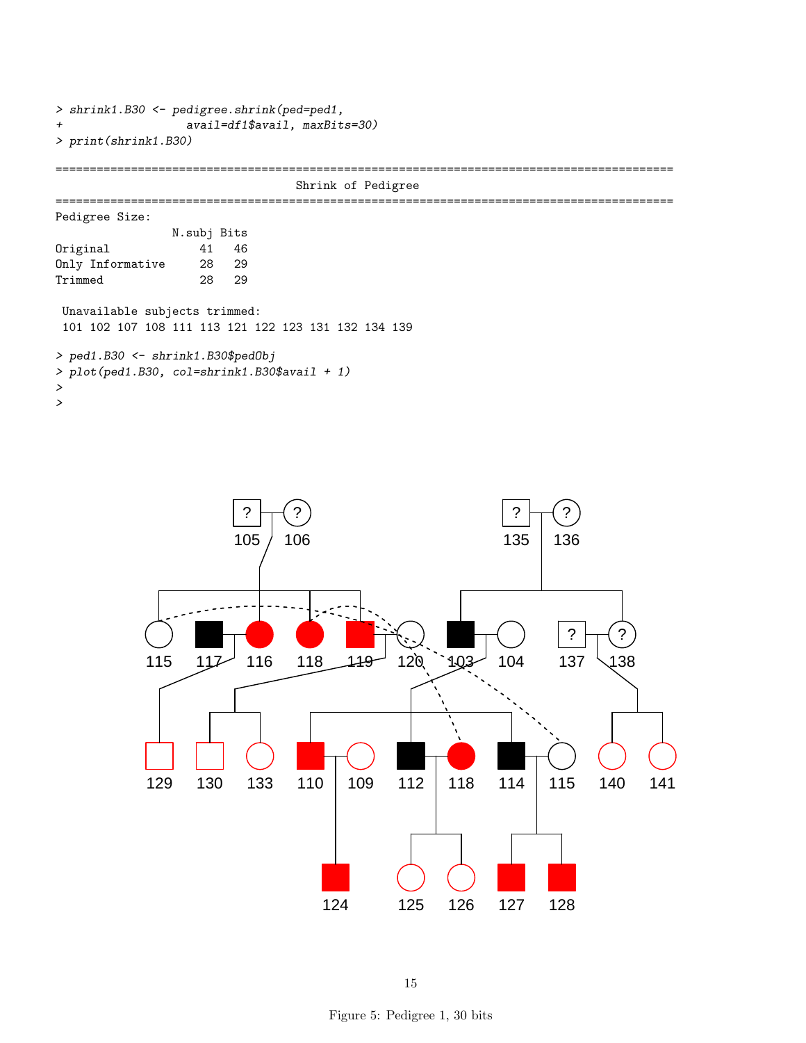```
> shrink1.B30 <- pedigree.shrink(ped=ped1,
+                  avail=df1$avail, maxBits=30)
> print(shrink1.B30)

==========================================================================================
                                    Shrink of Pedigree
==========================================================================================
Pedigree Size:
                 N.subj Bits
Original             41   46
Only Informative     28   29
Trimmed              28   29

 Unavailable subjects trimmed:
 101 102 107 108 111 113 121 122 123 131 132 134 139

> ped1.B30 <- shrink1.B30$pedObj
> plot(ped1.B30, col=shrink1.B30$avail + 1)
>
>
```

Figure 5: Pedigree 1, 30 bits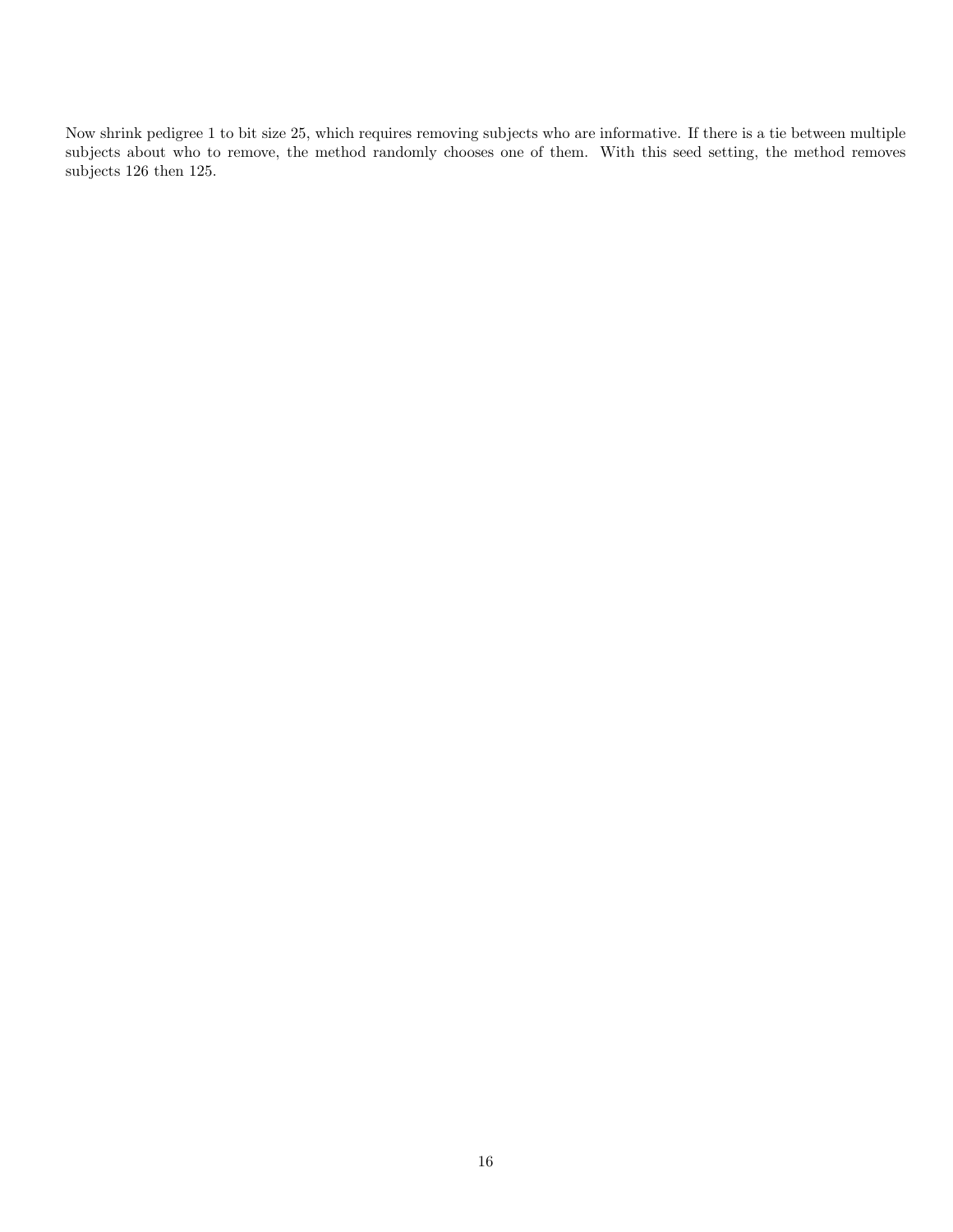Now shrink pedigree 1 to bit size 25, which requires removing subjects who are informative. If there is a tie between multiple subjects about who to remove, the method randomly chooses one of them. With this seed setting, the method removes subjects 126 then 125.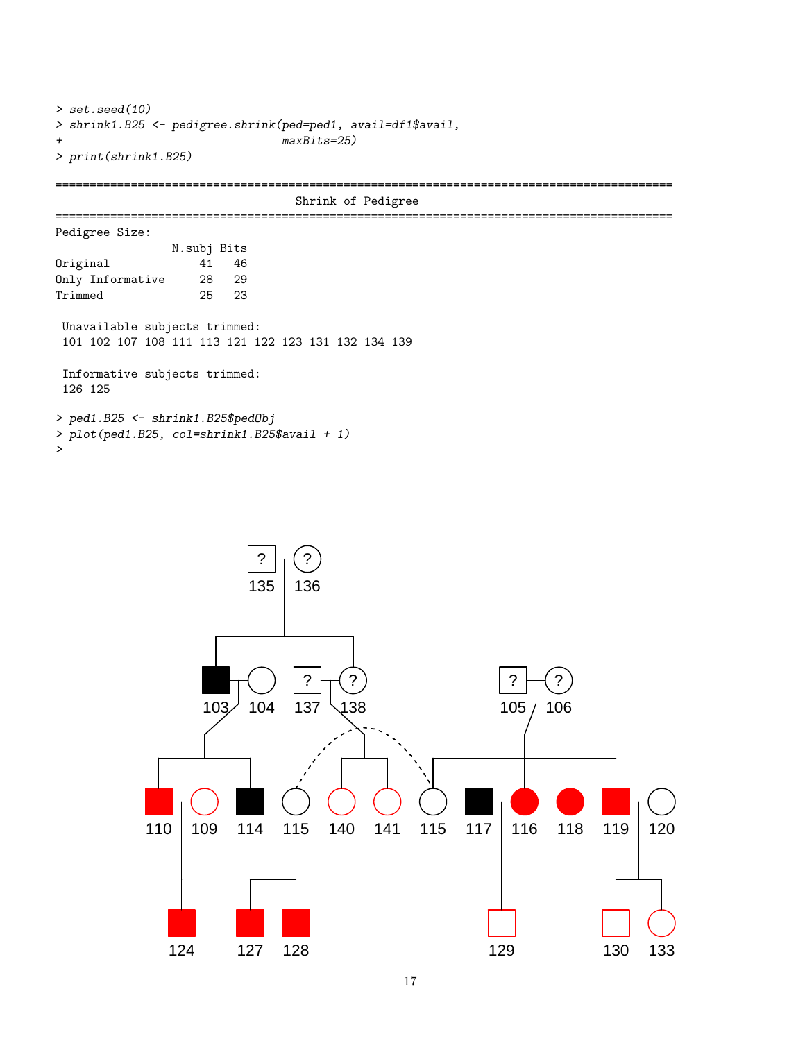```
> set.seed(10)
> shrink1.B25 <- pedigree.shrink(ped=ped1, avail=df1$avail,
+                              maxBits=25)
> print(shrink1.B25)

==========================================================================================
                                     Shrink of Pedigree
==========================================================================================
Pedigree Size:
                N.subj Bits
Original            41   46
Only Informative    28   29
Trimmed             25   23

 Unavailable subjects trimmed:
 101 102 107 108 111 113 121 122 123 131 132 134 139

 Informative subjects trimmed:
 126 125

> ped1.B25 <- shrink1.B25$pedObj
> plot(ped1.B25, col=shrink1.B25$avail + 1)
>
```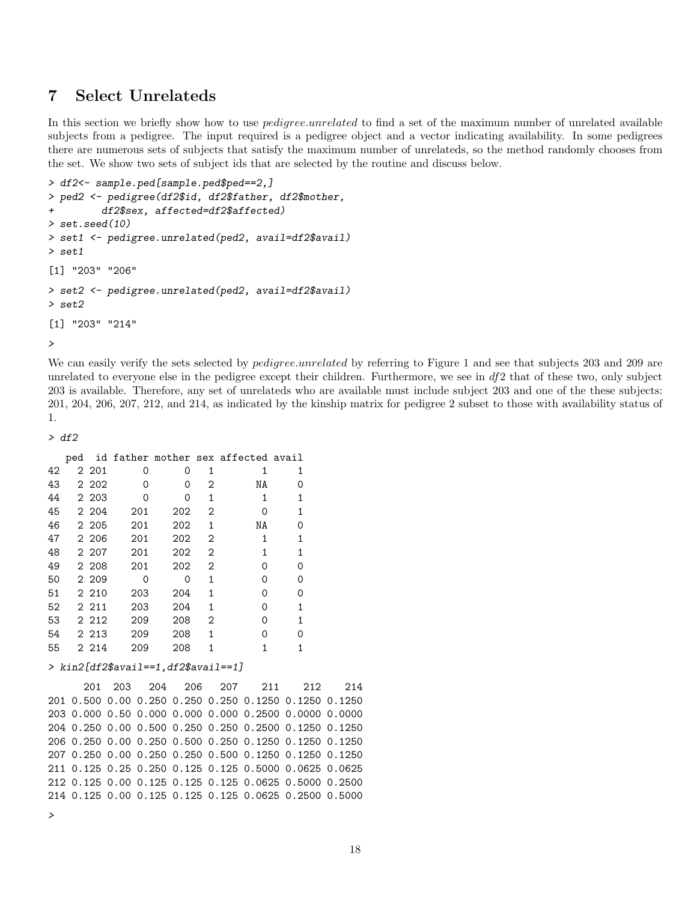## 7 Select Unrelateds

In this section we briefly show how to use *pedigree.unrelated* to find a set of the maximum number of unrelated available subjects from a pedigree. The input required is a pedigree object and a vector indicating availability. In some pedigrees there are numerous sets of subjects that satisfy the maximum number of unrelateds, so the method randomly chooses from the set. We show two sets of subject ids that are selected by the routine and discuss below.

```
> df2<- sample.ped[sample.ped$ped==2,]
> ped2 <- pedigree(df2$id, df2$father, df2$mother,
+        df2$sex, affected=df2$affected)
> set.seed(10)
> set1 <- pedigree.unrelated(ped2, avail=df2$avail)
> set1

[1] "203" "206"

> set2 <- pedigree.unrelated(ped2, avail=df2$avail)
> set2

[1] "203" "214"

>
```

We can easily verify the sets selected by *pedigree.unrelated* by referring to Figure 1 and see that subjects 203 and 209 are unrelated to everyone else in the pedigree except their children. Furthermore, we see in *df*2 that of these two, only subject 203 is available. Therefore, any set of unrelateds who are available must include subject 203 and one of the these subjects: 201, 204, 206, 207, 212, and 214, as indicated by the kinship matrix for pedigree 2 subset to those with availability status of 1.

```
> df2

   ped  id father mother sex affected avail
42   2 201      0      0   1        1     1
43   2 202      0      0   2       NA     0
44   2 203      0      0   1        1     1
45   2 204    201    202   2        0     1
46   2 205    201    202   1       NA     0
47   2 206    201    202   2        1     1
48   2 207    201    202   2        1     1
49   2 208    201    202   2        0     0
50   2 209      0      0   1        0     0
51   2 210    203    204   1        0     0
52   2 211    203    204   1        0     1
53   2 212    209    208   2        0     1
54   2 213    209    208   1        0     0
55   2 214    209    208   1        1     1

> kin2[df2$avail==1,df2$avail==1]

      201  203   204   206   207    211    212    214
201 0.500 0.00 0.250 0.250 0.250 0.1250 0.1250 0.1250
203 0.000 0.50 0.000 0.000 0.000 0.2500 0.0000 0.0000
204 0.250 0.00 0.500 0.250 0.250 0.2500 0.1250 0.1250
206 0.250 0.00 0.250 0.500 0.250 0.1250 0.1250 0.1250
207 0.250 0.00 0.250 0.250 0.500 0.1250 0.1250 0.1250
211 0.125 0.25 0.250 0.125 0.125 0.5000 0.0625 0.0625
212 0.125 0.00 0.125 0.125 0.125 0.0625 0.5000 0.2500
214 0.125 0.00 0.125 0.125 0.125 0.0625 0.2500 0.5000

>
```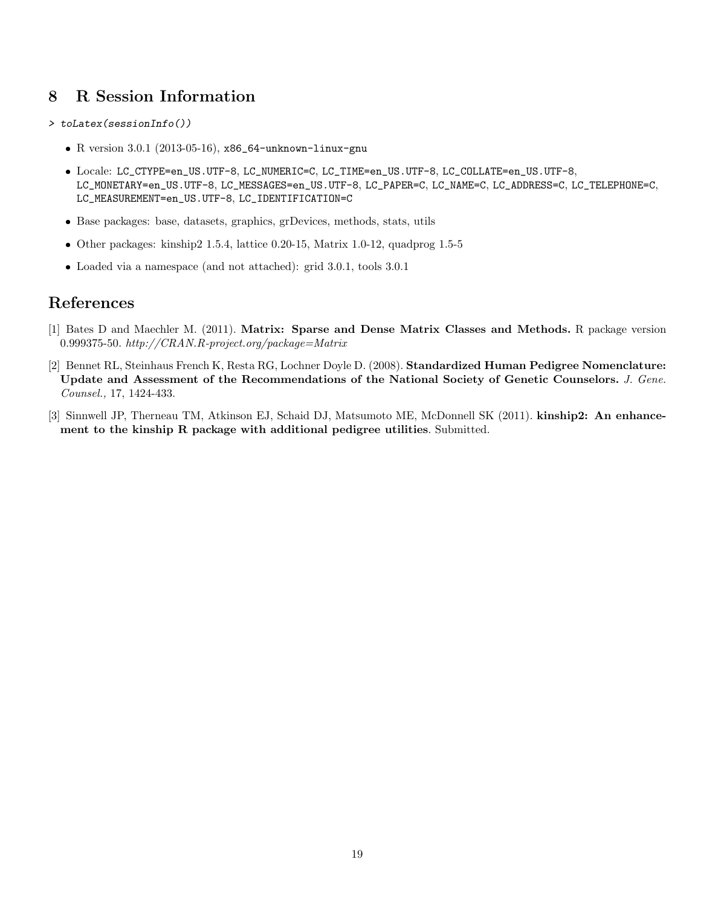## 8 R Session Information

```
> toLatex(sessionInfo())
```

- R version 3.0.1 (2013-05-16), x86_64-unknown-linux-gnu
- Locale: LC_CTYPE=en_US.UTF-8, LC_NUMERIC=C, LC_TIME=en_US.UTF-8, LC_COLLATE=en_US.UTF-8, LC_MONETARY=en_US.UTF-8, LC_MESSAGES=en_US.UTF-8, LC_PAPER=C, LC_NAME=C, LC_ADDRESS=C, LC_TELEPHONE=C, LC_MEASUREMENT=en_US.UTF-8, LC_IDENTIFICATION=C
- Base packages: base, datasets, graphics, grDevices, methods, stats, utils
- Other packages: kinship2 1.5.4, lattice 0.20-15, Matrix 1.0-12, quadprog 1.5-5
- Loaded via a namespace (and not attached): grid 3.0.1, tools 3.0.1

## References

[1] Bates D and Maechler M. (2011). **Matrix: Sparse and Dense Matrix Classes and Methods.** R package version 0.999375-50. *http://CRAN.R-project.org/package=Matrix*

[2] Bennet RL, Steinhaus French K, Resta RG, Lochner Doyle D. (2008). **Standardized Human Pedigree Nomenclature: Update and Assessment of the Recommendations of the National Society of Genetic Counselors.** *J. Gene. Counsel.,* 17, 1424-433.

[3] Sinnwell JP, Therneau TM, Atkinson EJ, Schaid DJ, Matsumoto ME, McDonnell SK (2011). **kinship2: An enhancement to the kinship R package with additional pedigree utilities**. Submitted.